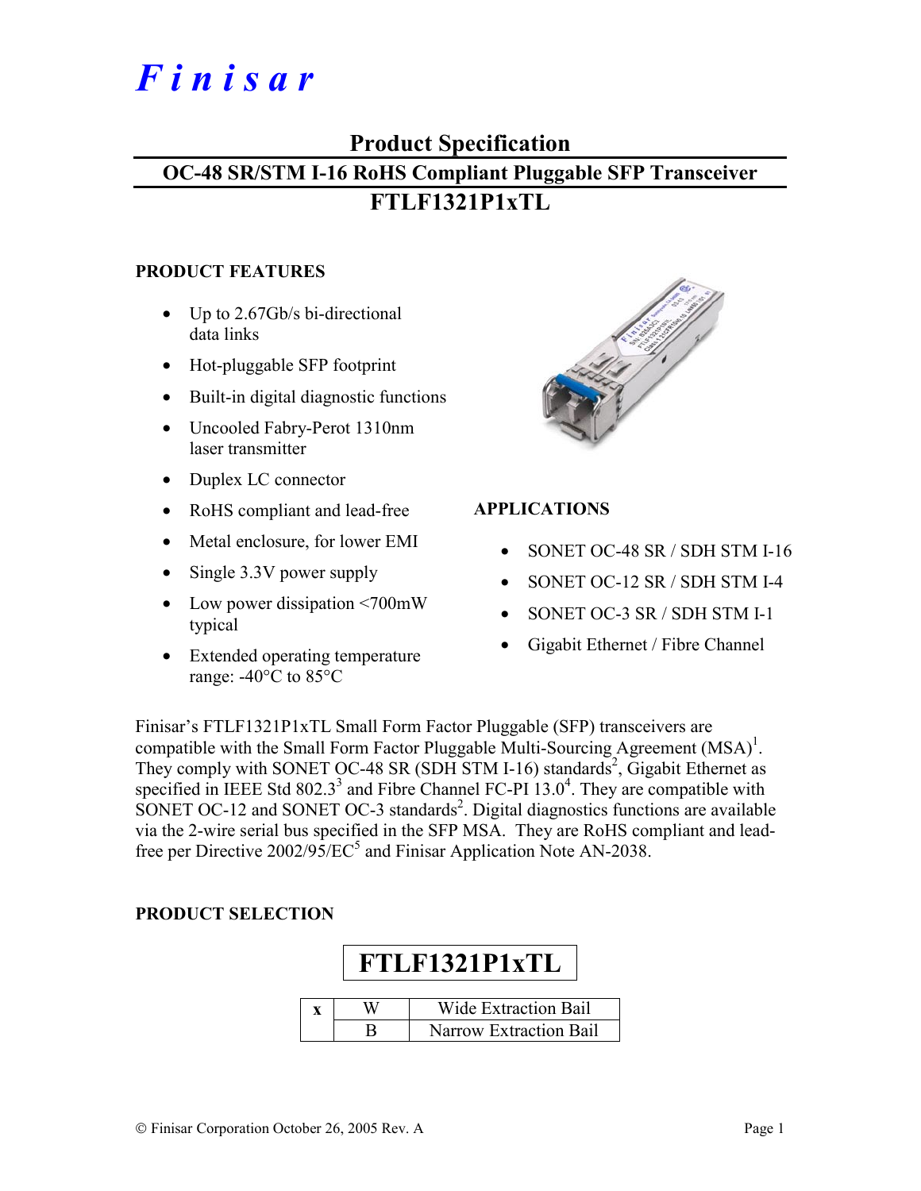# Finisar

## Product Specification

## OC-48 SR/STM I-16 RoHS Compliant Pluggable SFP Transceiver

## FTLF1321P1xTL

### PRODUCT FEATURES

- Up to 2.67Gb/s bi-directional data links
- Hot-pluggable SFP footprint
- Built-in digital diagnostic functions
- Uncooled Fabry-Perot 1310nm laser transmitter
- Duplex LC connector
- RoHS compliant and lead-free
- Metal enclosure, for lower EMI
- Single 3.3V power supply
- Low power dissipation <700mW typical
- Extended operating temperature range: -40°C to 85°C

### APPLICATIONS

- SONET OC-48 SR / SDH STM I-16
- SONET OC-12 SR / SDH STM I-4
- SONET OC-3 SR / SDH STM I-1
- Gigabit Ethernet / Fibre Channel

Finisar's FTLF1321P1xTL Small Form Factor Pluggable (SFP) transceivers are compatible with the Small Form Factor Pluggable Multi-Sourcing Agreement (MSA)[1]. They comply with SONET OC-48 SR (SDH STM I-16) standards[2], Gigabit Ethernet as specified in IEEE Std 802.3[3] and Fibre Channel FC-PI 13.0[4]. They are compatible with SONET OC-12 and SONET OC-3 standards[2]. Digital diagnostics functions are available via the 2-wire serial bus specified in the SFP MSA. They are RoHS compliant and lead-free per Directive 2002/95/EC[5] and Finisar Application Note AN-2038.

### PRODUCT SELECTION

**FTLF1321P1xTL**

| | | |
|---|---|---|
| **x** | W | Wide Extraction Bail |
| | B | Narrow Extraction Bail |

© Finisar Corporation October 26, 2005 Rev. A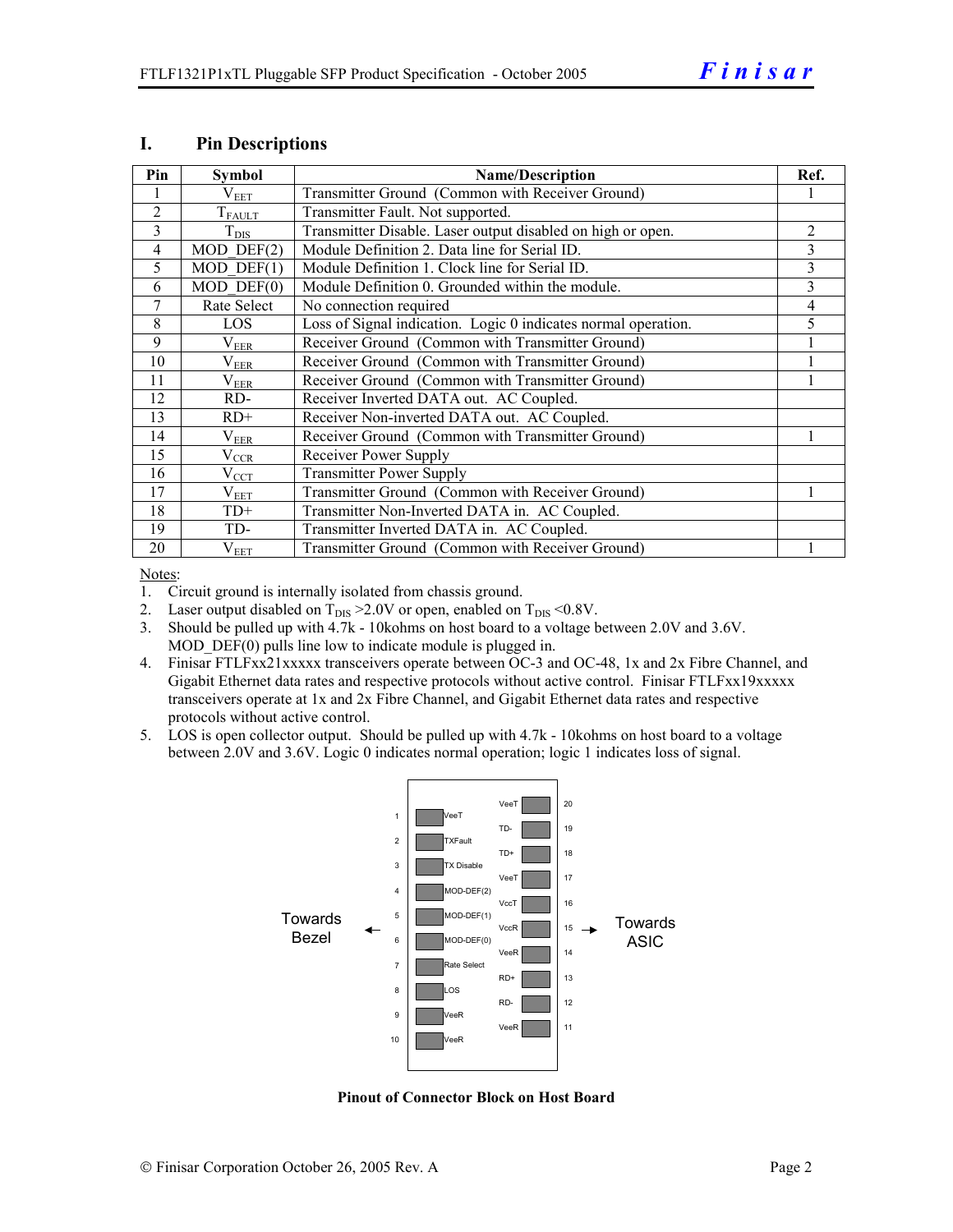## I. Pin Descriptions

| Pin | Symbol | Name/Description | Ref. |
|---|---|---|---|
| 1 | $V_{EET}$ | Transmitter Ground (Common with Receiver Ground) | 1 |
| 2 | $T_{FAULT}$ | Transmitter Fault. Not supported. | |
| 3 | $T_{DIS}$ | Transmitter Disable. Laser output disabled on high or open. | 2 |
| 4 | MOD_DEF(2) | Module Definition 2. Data line for Serial ID. | 3 |
| 5 | MOD_DEF(1) | Module Definition 1. Clock line for Serial ID. | 3 |
| 6 | MOD_DEF(0) | Module Definition 0. Grounded within the module. | 3 |
| 7 | Rate Select | No connection required | 4 |
| 8 | LOS | Loss of Signal indication. Logic 0 indicates normal operation. | 5 |
| 9 | $V_{EER}$ | Receiver Ground (Common with Transmitter Ground) | 1 |
| 10 | $V_{EER}$ | Receiver Ground (Common with Transmitter Ground) | 1 |
| 11 | $V_{EER}$ | Receiver Ground (Common with Transmitter Ground) | 1 |
| 12 | RD- | Receiver Inverted DATA out. AC Coupled. | |
| 13 | RD+ | Receiver Non-inverted DATA out. AC Coupled. | |
| 14 | $V_{EER}$ | Receiver Ground (Common with Transmitter Ground) | 1 |
| 15 | $V_{CCR}$ | Receiver Power Supply | |
| 16 | $V_{CCT}$ | Transmitter Power Supply | |
| 17 | $V_{EET}$ | Transmitter Ground (Common with Receiver Ground) | 1 |
| 18 | TD+ | Transmitter Non-Inverted DATA in. AC Coupled. | |
| 19 | TD- | Transmitter Inverted DATA in. AC Coupled. | |
| 20 | $V_{EET}$ | Transmitter Ground (Common with Receiver Ground) | 1 |

Notes:

1. Circuit ground is internally isolated from chassis ground.
2. Laser output disabled on $T_{DIS}$ >2.0V or open, enabled on $T_{DIS}$ <0.8V.
3. Should be pulled up with 4.7k - 10kohms on host board to a voltage between 2.0V and 3.6V. MOD_DEF(0) pulls line low to indicate module is plugged in.
4. Finisar FTLFxx21xxxxx transceivers operate between OC-3 and OC-48, 1x and 2x Fibre Channel, and Gigabit Ethernet data rates and respective protocols without active control. Finisar FTLFxx19xxxxx transceivers operate at 1x and 2x Fibre Channel, and Gigabit Ethernet data rates and respective protocols without active control.
5. LOS is open collector output. Should be pulled up with 4.7k - 10kohms on host board to a voltage between 2.0V and 3.6V. Logic 0 indicates normal operation; logic 1 indicates loss of signal.

Towards Bezel

1 VeeT
2 TXFault
3 TX Disable
4 MOD-DEF(2)
5 MOD-DEF(1)
6 MOD-DEF(0)
7 Rate Select
8 LOS
9 VeeR
10 VeeR

20 VeeT
19 TD-
18 TD+
17 VeeT
16 VccT
15 VccR
14 VeeR
13 RD+
12 RD-
11 VeeR

Towards ASIC

**Pinout of Connector Block on Host Board**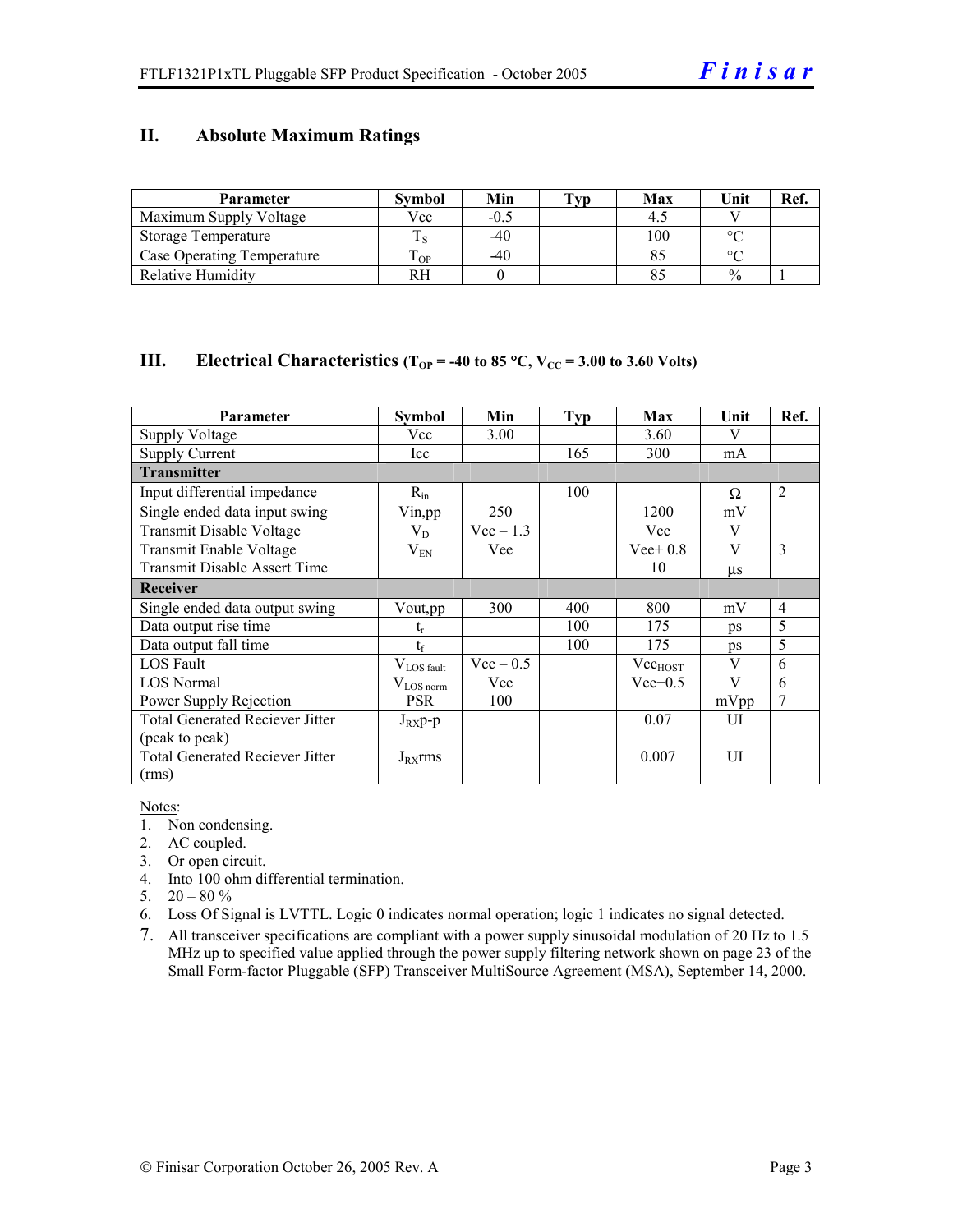## II. Absolute Maximum Ratings

| Parameter | Symbol | Min | Typ | Max | Unit | Ref. |
|---|---|---|---|---|---|---|
| Maximum Supply Voltage | Vcc | -0.5 | | 4.5 | V | |
| Storage Temperature | $T_S$ | -40 | | 100 | °C | |
| Case Operating Temperature | $T_{OP}$ | -40 | | 85 | °C | |
| Relative Humidity | RH | 0 | | 85 | % | 1 |

## III. Electrical Characteristics ($T_{OP}$ = -40 to 85 °C, $V_{CC}$ = 3.00 to 3.60 Volts)

| Parameter | Symbol | Min | Typ | Max | Unit | Ref. |
|---|---|---|---|---|---|---|
| Supply Voltage | Vcc | 3.00 | | 3.60 | V | |
| Supply Current | Icc | | 165 | 300 | mA | |
| **Transmitter** | | | | | | |
| Input differential impedance | $R_{in}$ | | 100 | | Ω | 2 |
| Single ended data input swing | Vin,pp | 250 | | 1200 | mV | |
| Transmit Disable Voltage | $V_D$ | Vcc – 1.3 | | Vcc | V | |
| Transmit Enable Voltage | $V_{EN}$ | Vee | | Vee+ 0.8 | V | 3 |
| Transmit Disable Assert Time | | | | 10 | µs | |
| **Receiver** | | | | | | |
| Single ended data output swing | Vout,pp | 300 | 400 | 800 | mV | 4 |
| Data output rise time | $t_r$ | | 100 | 175 | ps | 5 |
| Data output fall time | $t_f$ | | 100 | 175 | ps | 5 |
| LOS Fault | $V_{LOS\ fault}$ | Vcc – 0.5 | | $Vcc_{HOST}$ | V | 6 |
| LOS Normal | $V_{LOS\ norm}$ | Vee | | Vee+0.5 | V | 6 |
| Power Supply Rejection | PSR | 100 | | | mVpp | 7 |
| Total Generated Reciever Jitter (peak to peak) | $J_{RX}$p-p | | | 0.07 | UI | |
| Total Generated Reciever Jitter (rms) | $J_{RX}$rms | | | 0.007 | UI | |

Notes:
1. Non condensing.
2. AC coupled.
3. Or open circuit.
4. Into 100 ohm differential termination.
5. 20 – 80 %
6. Loss Of Signal is LVTTL. Logic 0 indicates normal operation; logic 1 indicates no signal detected.
7. All transceiver specifications are compliant with a power supply sinusoidal modulation of 20 Hz to 1.5 MHz up to specified value applied through the power supply filtering network shown on page 23 of the Small Form-factor Pluggable (SFP) Transceiver MultiSource Agreement (MSA), September 14, 2000.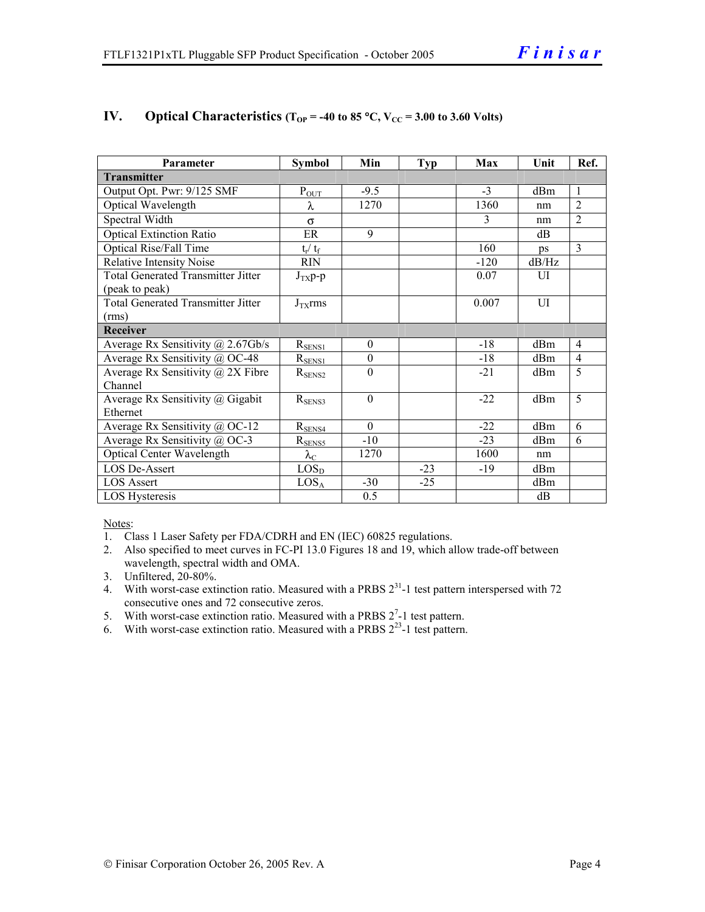## IV. Optical Characteristics ($T_{OP}$ = -40 to 85 °C, $V_{CC}$ = 3.00 to 3.60 Volts)

| Parameter | Symbol | Min | Typ | Max | Unit | Ref. |
|---|---|---|---|---|---|---|
| **Transmitter** | | | | | | |
| Output Opt. Pwr: 9/125 SMF | $P_{OUT}$ | -9.5 | | -3 | dBm | 1 |
| Optical Wavelength | $\lambda$ | 1270 | | 1360 | nm | 2 |
| Spectral Width | $\sigma$ | | | 3 | nm | 2 |
| Optical Extinction Ratio | ER | 9 | | | dB | |
| Optical Rise/Fall Time | $t_r$/ $t_f$ | | | 160 | ps | 3 |
| Relative Intensity Noise | RIN | | | -120 | dB/Hz | |
| Total Generated Transmitter Jitter (peak to peak) | $J_{TX}$p-p | | | 0.07 | UI | |
| Total Generated Transmitter Jitter (rms) | $J_{TX}$rms | | | 0.007 | UI | |
| **Receiver** | | | | | | |
| Average Rx Sensitivity @ 2.67Gb/s | $R_{SENS1}$ | 0 | | -18 | dBm | 4 |
| Average Rx Sensitivity @ OC-48 | $R_{SENS1}$ | 0 | | -18 | dBm | 4 |
| Average Rx Sensitivity @ 2X Fibre Channel | $R_{SENS2}$ | 0 | | -21 | dBm | 5 |
| Average Rx Sensitivity @ Gigabit Ethernet | $R_{SENS3}$ | 0 | | -22 | dBm | 5 |
| Average Rx Sensitivity @ OC-12 | $R_{SENS4}$ | 0 | | -22 | dBm | 6 |
| Average Rx Sensitivity @ OC-3 | $R_{SENS5}$ | -10 | | -23 | dBm | 6 |
| Optical Center Wavelength | $\lambda_C$ | 1270 | | 1600 | nm | |
| LOS De-Assert | $LOS_D$ | | -23 | -19 | dBm | |
| LOS Assert | $LOS_A$ | -30 | -25 | | dBm | |
| LOS Hysteresis | | 0.5 | | | dB | |

Notes:
1. Class 1 Laser Safety per FDA/CDRH and EN (IEC) 60825 regulations.
2. Also specified to meet curves in FC-PI 13.0 Figures 18 and 19, which allow trade-off between wavelength, spectral width and OMA.
3. Unfiltered, 20-80%.
4. With worst-case extinction ratio. Measured with a PRBS $2^{31}$-1 test pattern interspersed with 72 consecutive ones and 72 consecutive zeros.
5. With worst-case extinction ratio. Measured with a PRBS $2^{7}$-1 test pattern.
6. With worst-case extinction ratio. Measured with a PRBS $2^{23}$-1 test pattern.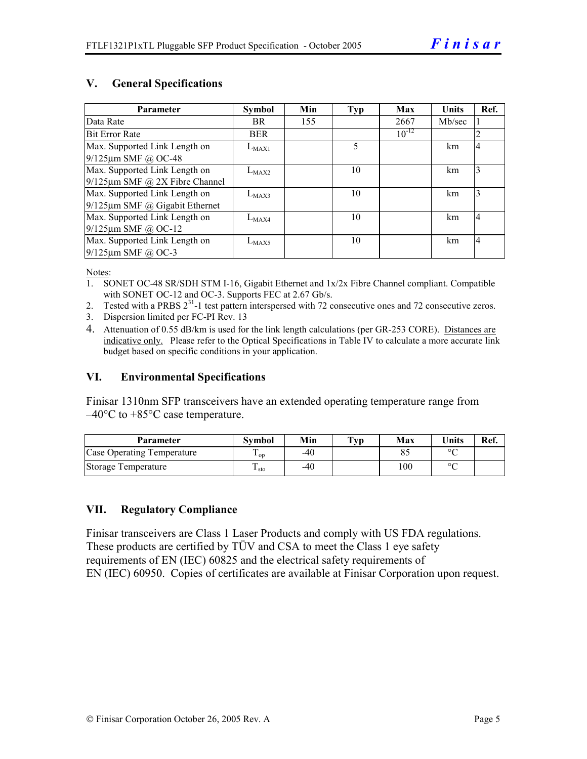## V. General Specifications

| Parameter | Symbol | Min | Typ | Max | Units | Ref. |
|---|---|---|---|---|---|---|
| Data Rate | BR | 155 | | 2667 | Mb/sec | 1 |
| Bit Error Rate | BER | | | $10^{-12}$ | | 2 |
| Max. Supported Link Length on 9/125µm SMF @ OC-48 | $L_{MAX1}$ | | 5 | | km | 4 |
| Max. Supported Link Length on 9/125µm SMF @ 2X Fibre Channel | $L_{MAX2}$ | | 10 | | km | 3 |
| Max. Supported Link Length on 9/125µm SMF @ Gigabit Ethernet | $L_{MAX3}$ | | 10 | | km | 3 |
| Max. Supported Link Length on 9/125µm SMF @ OC-12 | $L_{MAX4}$ | | 10 | | km | 4 |
| Max. Supported Link Length on 9/125µm SMF @ OC-3 | $L_{MAX5}$ | | 10 | | km | 4 |

Notes:

1. SONET OC-48 SR/SDH STM I-16, Gigabit Ethernet and 1x/2x Fibre Channel compliant. Compatible with SONET OC-12 and OC-3. Supports FEC at 2.67 Gb/s.
2. Tested with a PRBS $2^{31}$-1 test pattern interspersed with 72 consecutive ones and 72 consecutive zeros.
3. Dispersion limited per FC-PI Rev. 13
4. Attenuation of 0.55 dB/km is used for the link length calculations (per GR-253 CORE). Distances are indicative only. Please refer to the Optical Specifications in Table IV to calculate a more accurate link budget based on specific conditions in your application.

## VI. Environmental Specifications

Finisar 1310nm SFP transceivers have an extended operating temperature range from –40°C to +85°C case temperature.

| Parameter | Symbol | Min | Typ | Max | Units | Ref. |
|---|---|---|---|---|---|---|
| Case Operating Temperature | $T_{op}$ | -40 | | 85 | °C | |
| Storage Temperature | $T_{sto}$ | -40 | | 100 | °C | |

## VII. Regulatory Compliance

Finisar transceivers are Class 1 Laser Products and comply with US FDA regulations. These products are certified by TÜV and CSA to meet the Class 1 eye safety requirements of EN (IEC) 60825 and the electrical safety requirements of EN (IEC) 60950. Copies of certificates are available at Finisar Corporation upon request.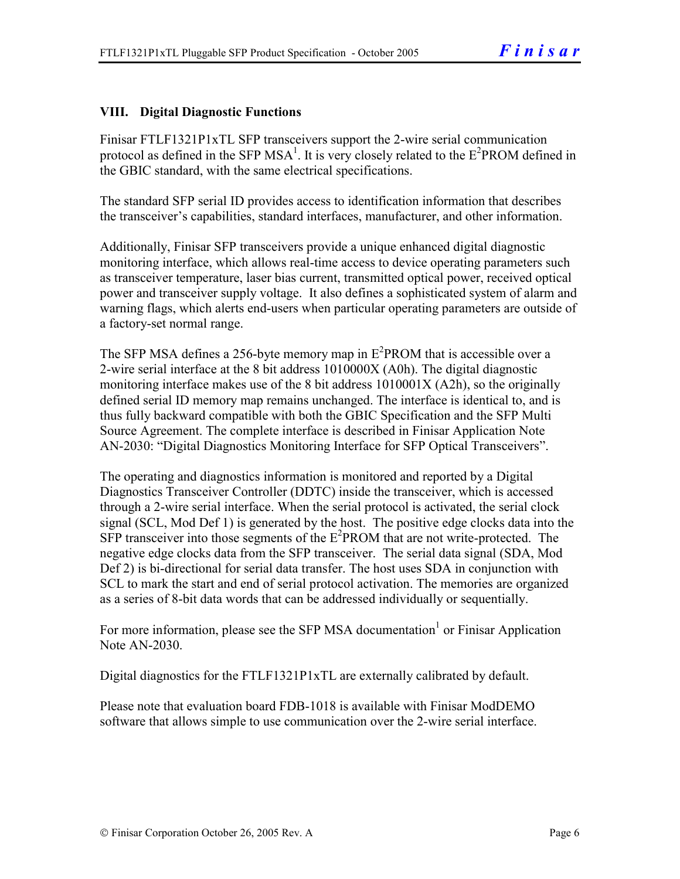## VIII. Digital Diagnostic Functions

Finisar FTLF1321P1xTL SFP transceivers support the 2-wire serial communication protocol as defined in the SFP MSA[1]. It is very closely related to the $E^2$PROM defined in the GBIC standard, with the same electrical specifications.

The standard SFP serial ID provides access to identification information that describes the transceiver's capabilities, standard interfaces, manufacturer, and other information.

Additionally, Finisar SFP transceivers provide a unique enhanced digital diagnostic monitoring interface, which allows real-time access to device operating parameters such as transceiver temperature, laser bias current, transmitted optical power, received optical power and transceiver supply voltage. It also defines a sophisticated system of alarm and warning flags, which alerts end-users when particular operating parameters are outside of a factory-set normal range.

The SFP MSA defines a 256-byte memory map in $E^2$PROM that is accessible over a 2-wire serial interface at the 8 bit address 1010000X (A0h). The digital diagnostic monitoring interface makes use of the 8 bit address 1010001X (A2h), so the originally defined serial ID memory map remains unchanged. The interface is identical to, and is thus fully backward compatible with both the GBIC Specification and the SFP Multi Source Agreement. The complete interface is described in Finisar Application Note AN-2030: "Digital Diagnostics Monitoring Interface for SFP Optical Transceivers".

The operating and diagnostics information is monitored and reported by a Digital Diagnostics Transceiver Controller (DDTC) inside the transceiver, which is accessed through a 2-wire serial interface. When the serial protocol is activated, the serial clock signal (SCL, Mod Def 1) is generated by the host. The positive edge clocks data into the SFP transceiver into those segments of the $E^2$PROM that are not write-protected. The negative edge clocks data from the SFP transceiver. The serial data signal (SDA, Mod Def 2) is bi-directional for serial data transfer. The host uses SDA in conjunction with SCL to mark the start and end of serial protocol activation. The memories are organized as a series of 8-bit data words that can be addressed individually or sequentially.

For more information, please see the SFP MSA documentation[1] or Finisar Application Note AN-2030.

Digital diagnostics for the FTLF1321P1xTL are externally calibrated by default.

Please note that evaluation board FDB-1018 is available with Finisar ModDEMO software that allows simple to use communication over the 2-wire serial interface.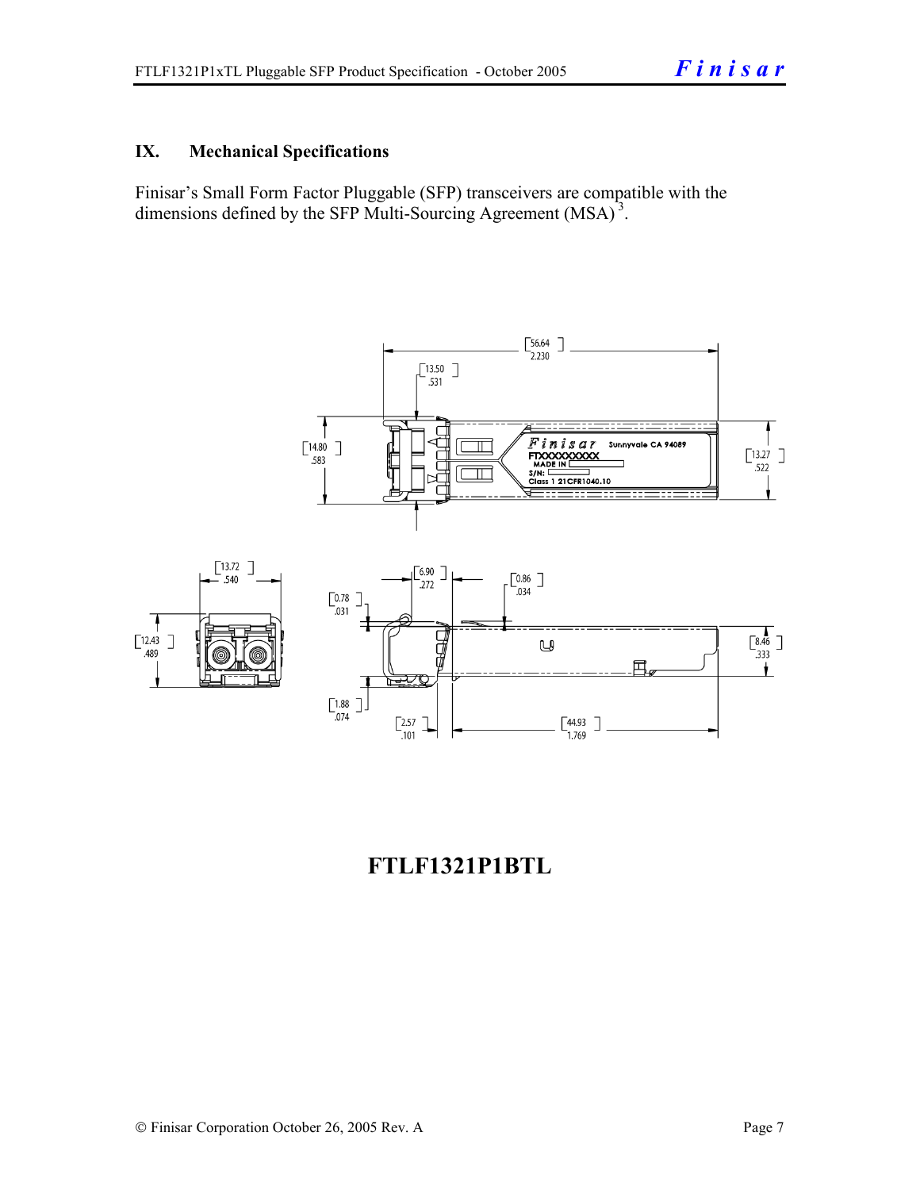## IX. Mechanical Specifications

Finisar's Small Form Factor Pluggable (SFP) transceivers are compatible with the dimensions defined by the SFP Multi-Sourcing Agreement (MSA) [3].

56.64
2.230

13.50
.531

14.80
.583

13.27
.522

Finisar Sunnyvale CA 94089
FTXXXXXXXXX
MADE IN
S/N:
Class 1 21CFR1040.10

13.72
.540

12.43
.489

6.90
.272

0.86
.034

0.78
.031

8.46
.333

1.88
.074

2.57
.101

44.93
1.769

**FTLF1321P1BTL**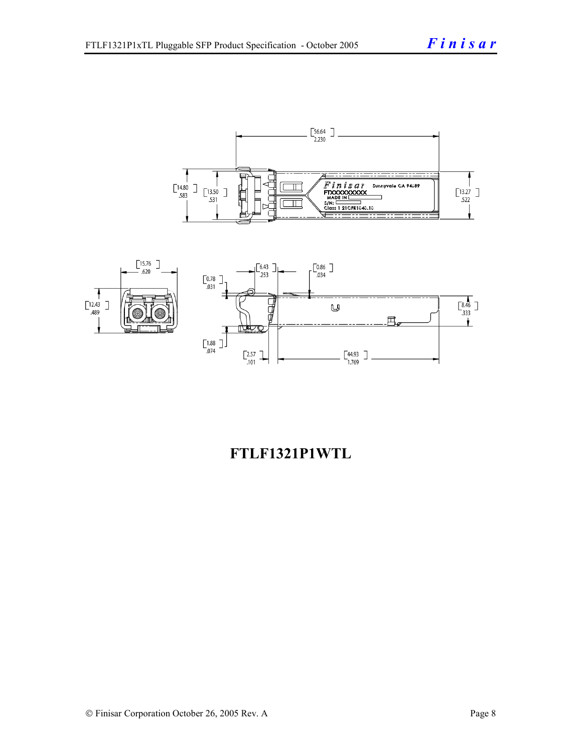56.64
2.230

14.80
.583

13.50
.531

13.27
.522

Finisar Sunnyvale CA 94089
FTXXXXXXXXX
MADE IN
S/N:
Class 1 21CFR1040.10

15.76
.620

12.43
.489

6.43
.253

0.86
.034

0.78
.031

8.46
.333

1.88
.074

2.57
.101

44.93
1.769

**FTLF1321P1WTL**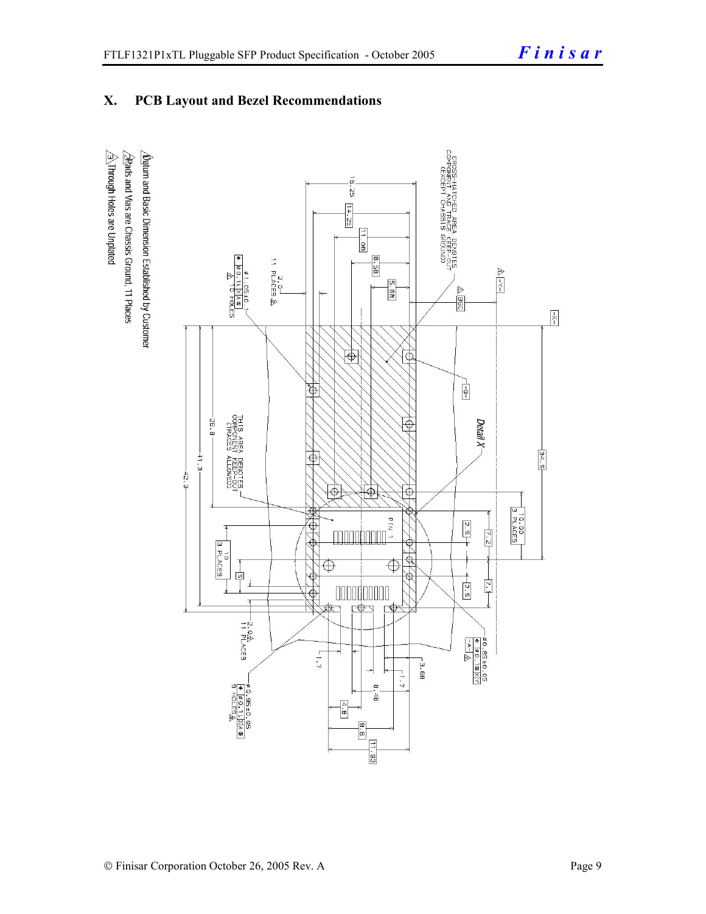## X. PCB Layout and Bezel Recommendations

CROSS-HATCHED AREA DENOTES COMPONENT AND TRACE KEEP-OUT (EXCEPT CHASSIS GROUND)

THIS AREA DENOTES COMPONENT KEEP-OUT (TRACES ALLOWED)

Detail X

PIN 1

16.25
14.25
11.08
8.58
5.68
34.5
10.00 3 PLACES
7.2
2.5
7.1
2.5
26.8
41.3
42.3
10 3 PLACES
5
2.0 11 PLACES
1.7
3.68
1.7
8.48
4.8
9.6
11.93
2.0 11 PLACES
ø1.05±0.1 ø0.1 X A 16 HOLES
ø0.85±0.05 ø0.1 X Y
ø0.95±0.05 ø0.1 X A 9 HOLES

1. Datum and Basic Dimension Established by Customer
2. Pads and Vias are Chassis Ground, 11 Places
3. Through Holes are Unplated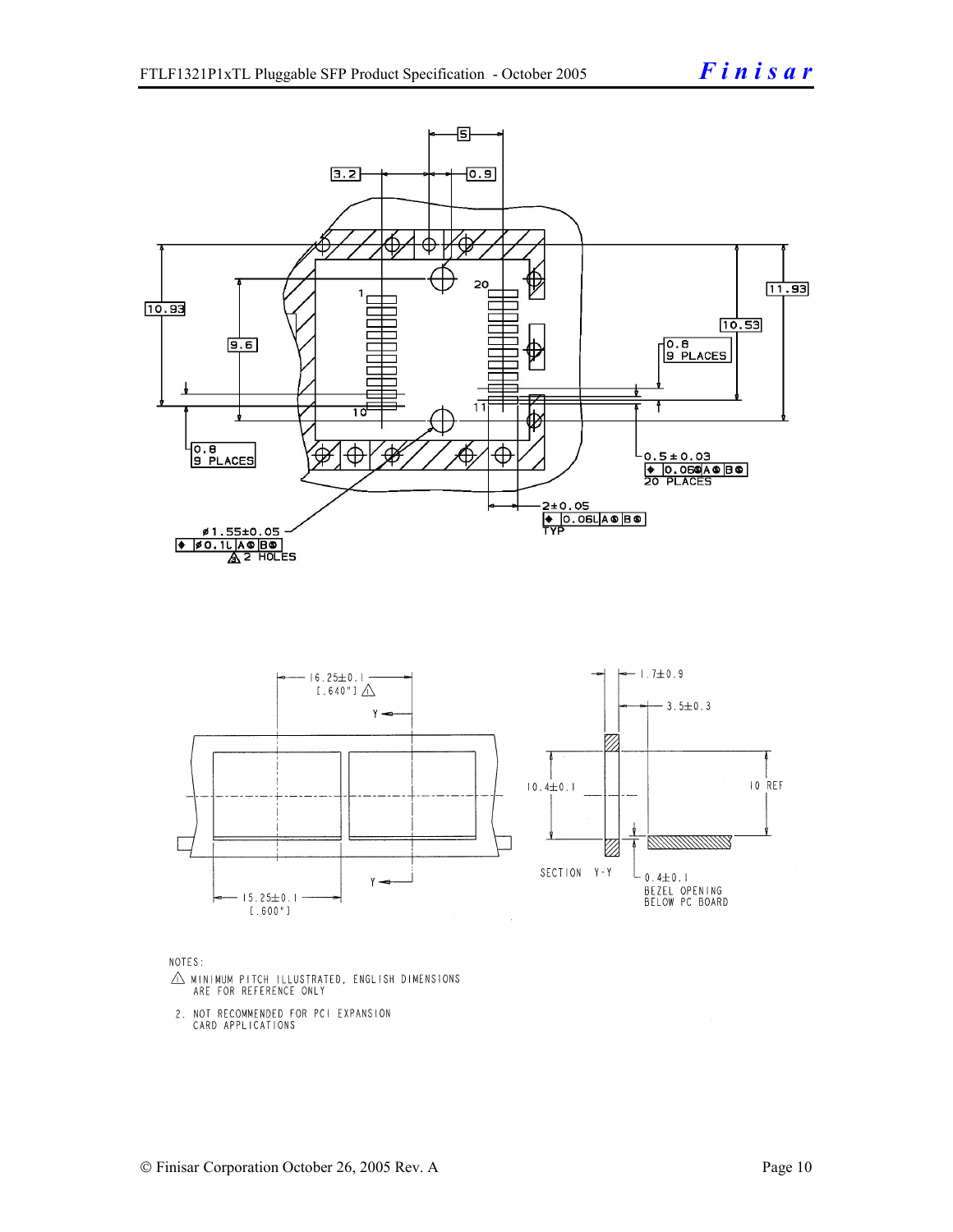3.2

0.9

5

10.93

9.6

11.93

10.53

0.8
9 PLACES

0.8
9 PLACES

0.5 ± 0.03
0.06 A B
20 PLACES

2±0.05
0.06 A B
TYP

ø1.55±0.05
ø0.1 A B
2 HOLES

1

10

11

20

16.25±0.1
[.640"]

15.25±0.1
[.600"]

Y

Y

1.7±0.9

3.5±0.3

10.4±0.1

10 REF

SECTION Y-Y

0.4±0.1
BEZEL OPENING
BELOW PC BOARD

NOTES:

1. MINIMUM PITCH ILLUSTRATED, ENGLISH DIMENSIONS ARE FOR REFERENCE ONLY

2. NOT RECOMMENDED FOR PCI EXPANSION CARD APPLICATIONS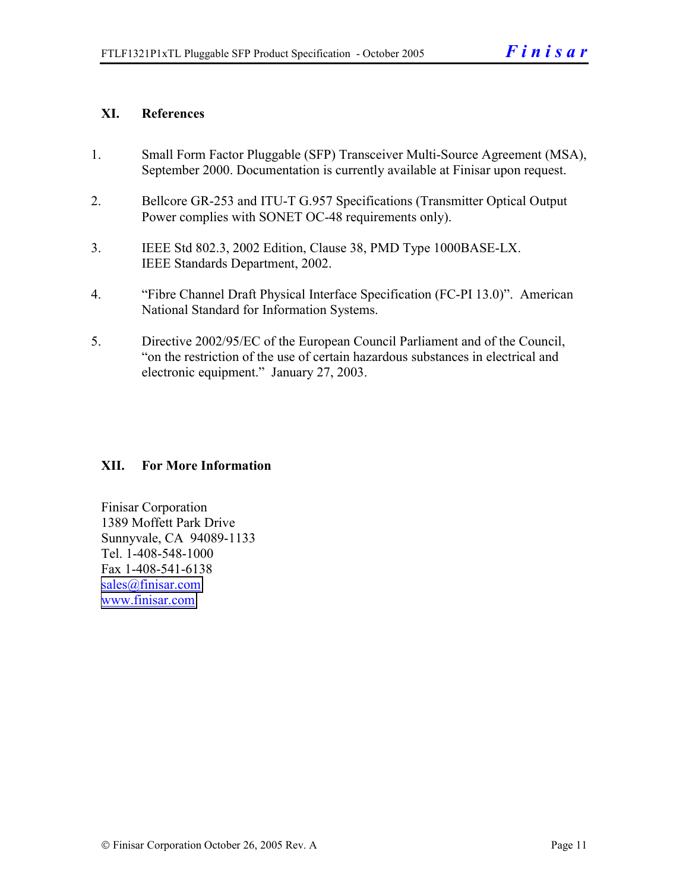## XI. References

1. Small Form Factor Pluggable (SFP) Transceiver Multi-Source Agreement (MSA), September 2000. Documentation is currently available at Finisar upon request.

2. Bellcore GR-253 and ITU-T G.957 Specifications (Transmitter Optical Output Power complies with SONET OC-48 requirements only).

3. IEEE Std 802.3, 2002 Edition, Clause 38, PMD Type 1000BASE-LX. IEEE Standards Department, 2002.

4. "Fibre Channel Draft Physical Interface Specification (FC-PI 13.0)". American National Standard for Information Systems.

5. Directive 2002/95/EC of the European Council Parliament and of the Council, "on the restriction of the use of certain hazardous substances in electrical and electronic equipment." January 27, 2003.

## XII. For More Information

Finisar Corporation
1389 Moffett Park Drive
Sunnyvale, CA 94089-1133
Tel. 1-408-548-1000
Fax 1-408-541-6138
sales@finisar.com
www.finisar.com